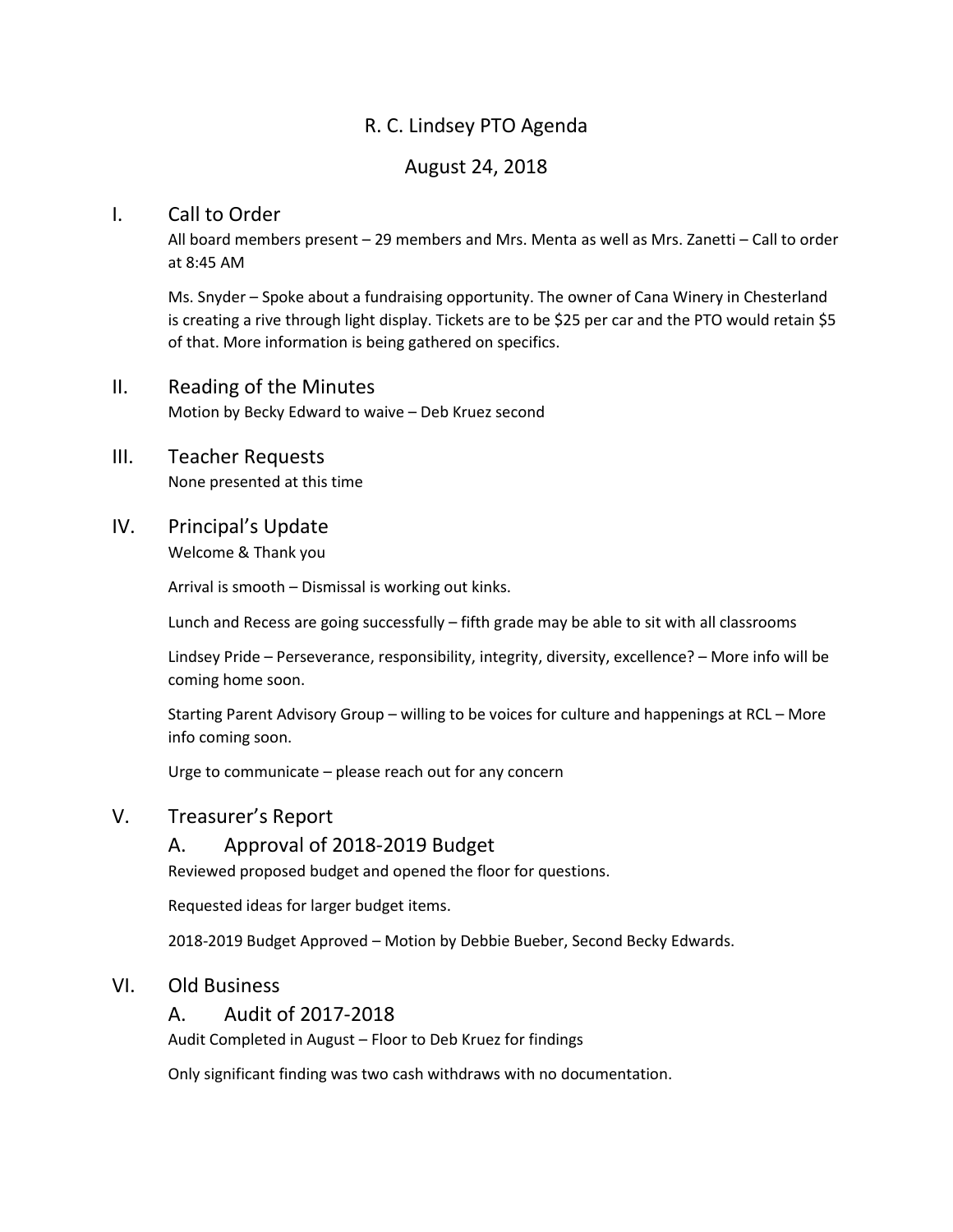# R. C. Lindsey PTO Agenda

## August 24, 2018

## I. Call to Order

All board members present – 29 members and Mrs. Menta as well as Mrs. Zanetti – Call to order at 8:45 AM

Ms. Snyder – Spoke about a fundraising opportunity. The owner of Cana Winery in Chesterland is creating a rive through light display. Tickets are to be $25 per car and the PTO would retain $5 of that. More information is being gathered on specifics.

## II. Reading of the Minutes

Motion by Becky Edward to waive – Deb Kruez second

## III. Teacher Requests

None presented at this time

## IV. Principal's Update

Welcome & Thank you

Arrival is smooth – Dismissal is working out kinks.

Lunch and Recess are going successfully – fifth grade may be able to sit with all classrooms

Lindsey Pride – Perseverance, responsibility, integrity, diversity, excellence? – More info will be coming home soon.

Starting Parent Advisory Group – willing to be voices for culture and happenings at RCL – More info coming soon.

Urge to communicate – please reach out for any concern

## V. Treasurer's Report

### A. Approval of 2018-2019 Budget

Reviewed proposed budget and opened the floor for questions.

Requested ideas for larger budget items.

2018-2019 Budget Approved – Motion by Debbie Bueber, Second Becky Edwards.

## VI. Old Business

### A. Audit of 2017-2018

Audit Completed in August – Floor to Deb Kruez for findings

Only significant finding was two cash withdraws with no documentation.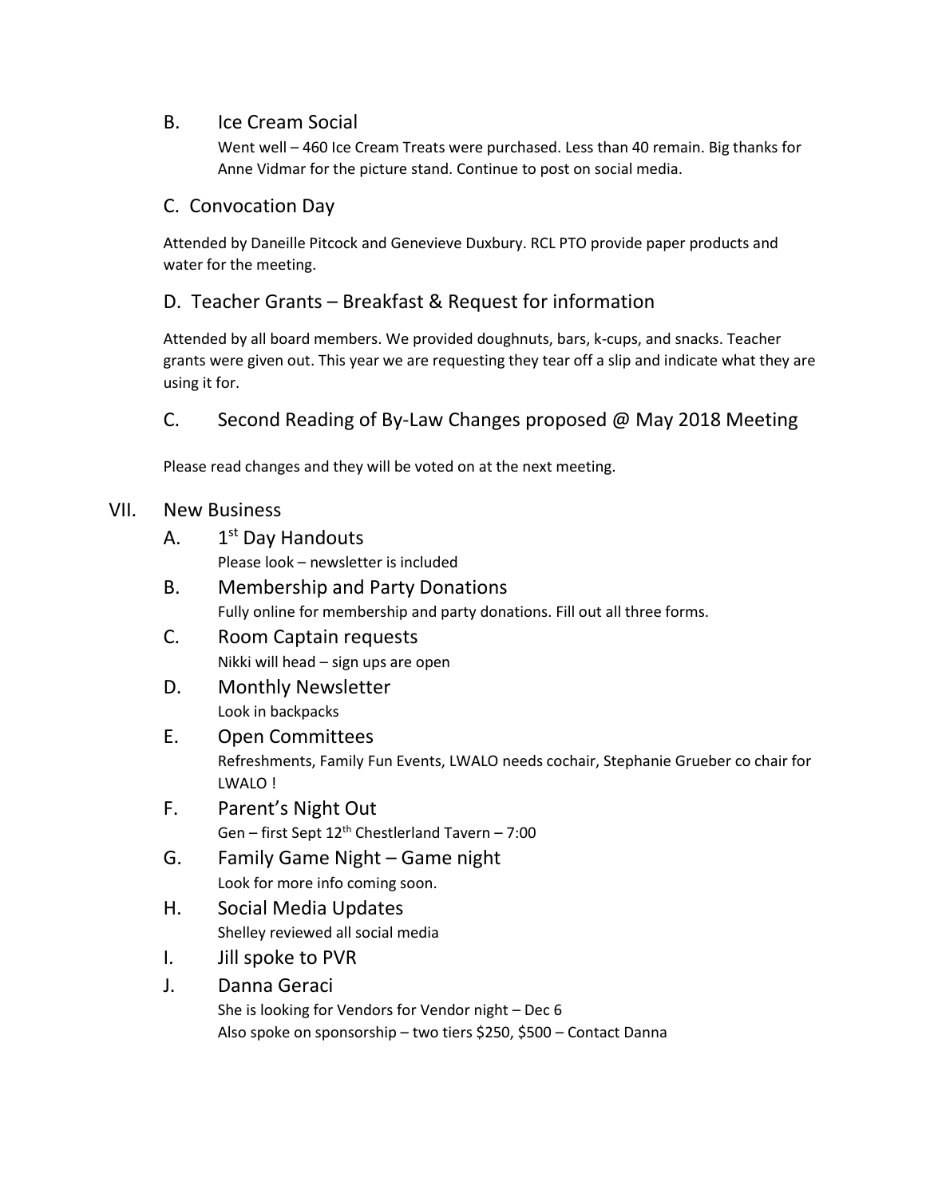### B. Ice Cream Social

Went well – 460 Ice Cream Treats were purchased. Less than 40 remain. Big thanks for Anne Vidmar for the picture stand. Continue to post on social media.

### C. Convocation Day

Attended by Daneille Pitcock and Genevieve Duxbury. RCL PTO provide paper products and water for the meeting.

### D. Teacher Grants – Breakfast & Request for information

Attended by all board members. We provided doughnuts, bars, k-cups, and snacks. Teacher grants were given out. This year we are requesting they tear off a slip and indicate what they are using it for.

### C. Second Reading of By-Law Changes proposed @ May 2018 Meeting

Please read changes and they will be voted on at the next meeting.

## VII. New Business

### A. 1st Day Handouts

Please look – newsletter is included

### B. Membership and Party Donations

Fully online for membership and party donations. Fill out all three forms.

### C. Room Captain requests

Nikki will head – sign ups are open

### D. Monthly Newsletter

Look in backpacks

### E. Open Committees

Refreshments, Family Fun Events, LWALO needs cochair, Stephanie Grueber co chair for LWALO !

### F. Parent's Night Out

Gen – first Sept 12th Chestlerland Tavern – 7:00

### G. Family Game Night – Game night

Look for more info coming soon.

### H. Social Media Updates

Shelley reviewed all social media

### I. Jill spoke to PVR

### J. Danna Geraci

She is looking for Vendors for Vendor night – Dec 6
Also spoke on sponsorship – two tiers $250, $500 – Contact Danna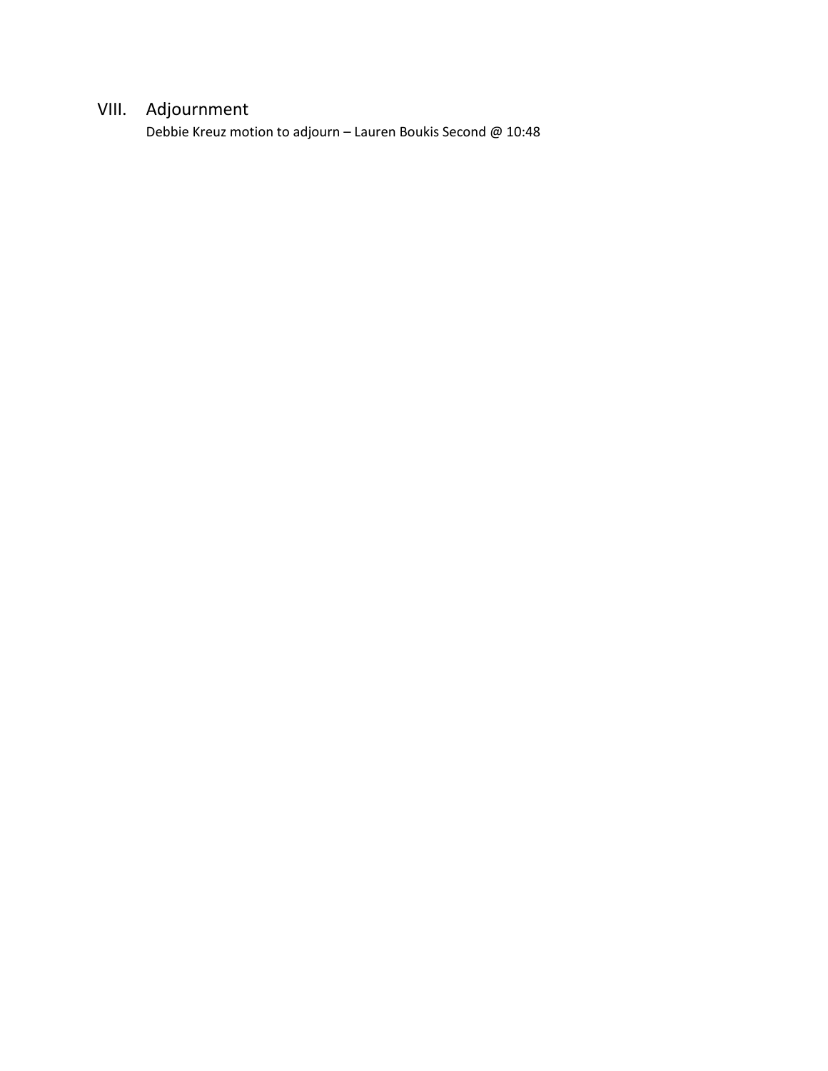## VIII. Adjournment

Debbie Kreuz motion to adjourn – Lauren Boukis Second @ 10:48